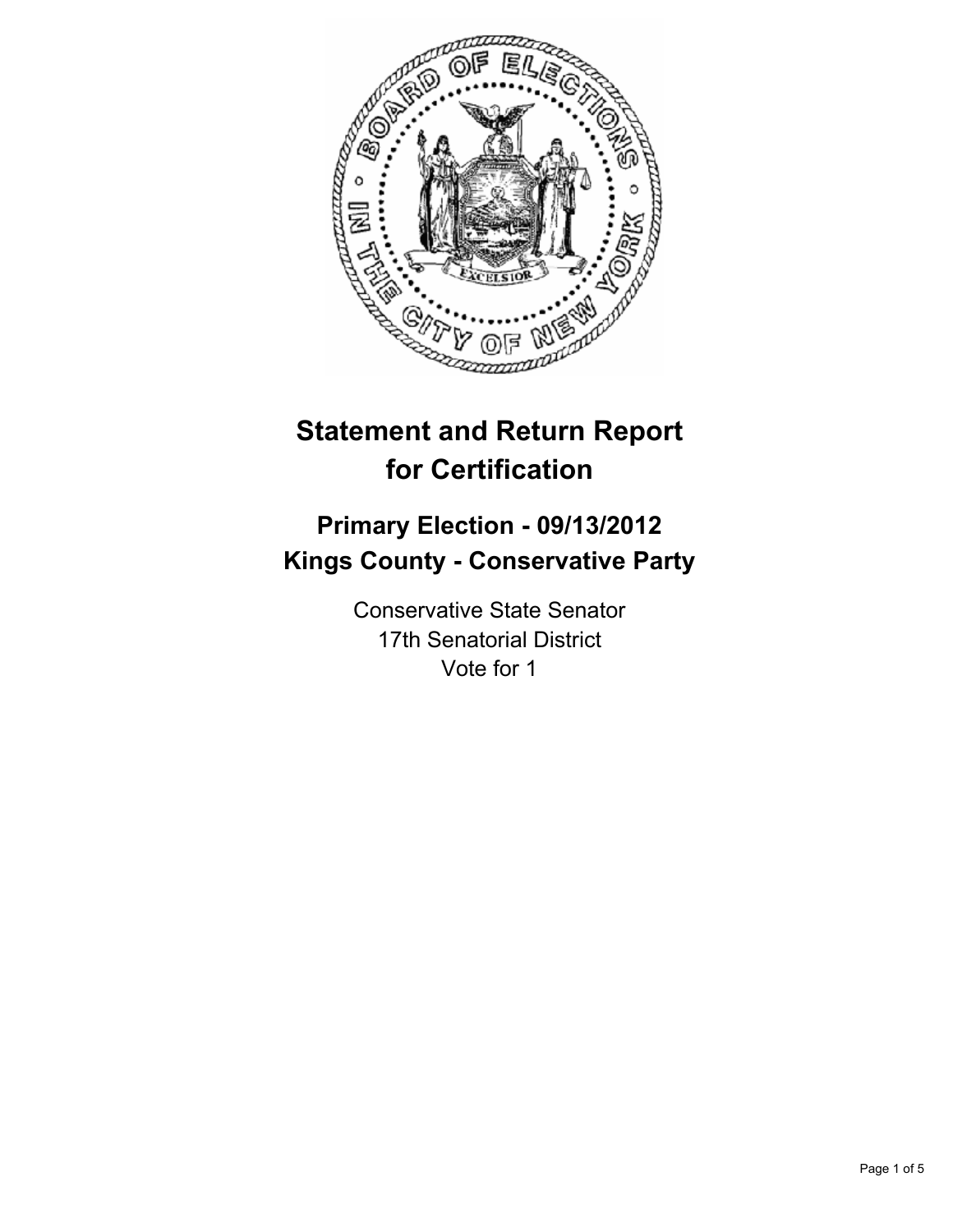# Statement and Return Report for Certification

## Primary Election - 09/13/2012
## Kings County - Conservative Party

Conservative State Senator
17th Senatorial District
Vote for 1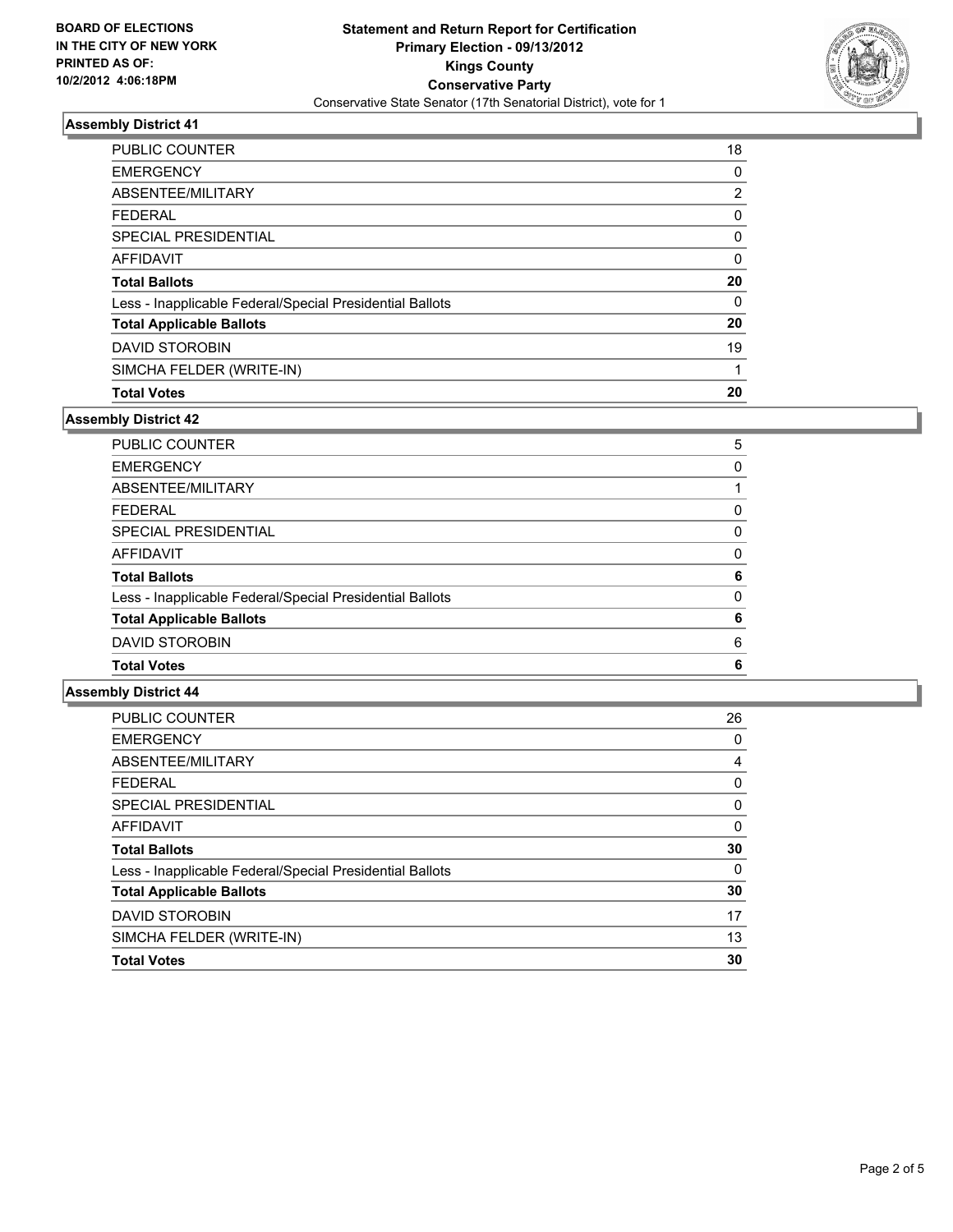**BOARD OF ELECTIONS IN THE CITY OF NEW YORK PRINTED AS OF: 10/2/2012 4:06:18PM**

**Statement and Return Report for Certification**
**Primary Election - 09/13/2012**
**Kings County**
**Conservative Party**
Conservative State Senator (17th Senatorial District), vote for 1

### Assembly District 41

| | |
|---|---|
| PUBLIC COUNTER | 18 |
| EMERGENCY | 0 |
| ABSENTEE/MILITARY | 2 |
| FEDERAL | 0 |
| SPECIAL PRESIDENTIAL | 0 |
| AFFIDAVIT | 0 |
| **Total Ballots** | **20** |
| Less - Inapplicable Federal/Special Presidential Ballots | 0 |
| **Total Applicable Ballots** | **20** |
| DAVID STOROBIN | 19 |
| SIMCHA FELDER (WRITE-IN) | 1 |
| **Total Votes** | **20** |

### Assembly District 42

| | |
|---|---|
| PUBLIC COUNTER | 5 |
| EMERGENCY | 0 |
| ABSENTEE/MILITARY | 1 |
| FEDERAL | 0 |
| SPECIAL PRESIDENTIAL | 0 |
| AFFIDAVIT | 0 |
| **Total Ballots** | **6** |
| Less - Inapplicable Federal/Special Presidential Ballots | 0 |
| **Total Applicable Ballots** | **6** |
| DAVID STOROBIN | 6 |
| **Total Votes** | **6** |

### Assembly District 44

| | |
|---|---|
| PUBLIC COUNTER | 26 |
| EMERGENCY | 0 |
| ABSENTEE/MILITARY | 4 |
| FEDERAL | 0 |
| SPECIAL PRESIDENTIAL | 0 |
| AFFIDAVIT | 0 |
| **Total Ballots** | **30** |
| Less - Inapplicable Federal/Special Presidential Ballots | 0 |
| **Total Applicable Ballots** | **30** |
| DAVID STOROBIN | 17 |
| SIMCHA FELDER (WRITE-IN) | 13 |
| **Total Votes** | **30** |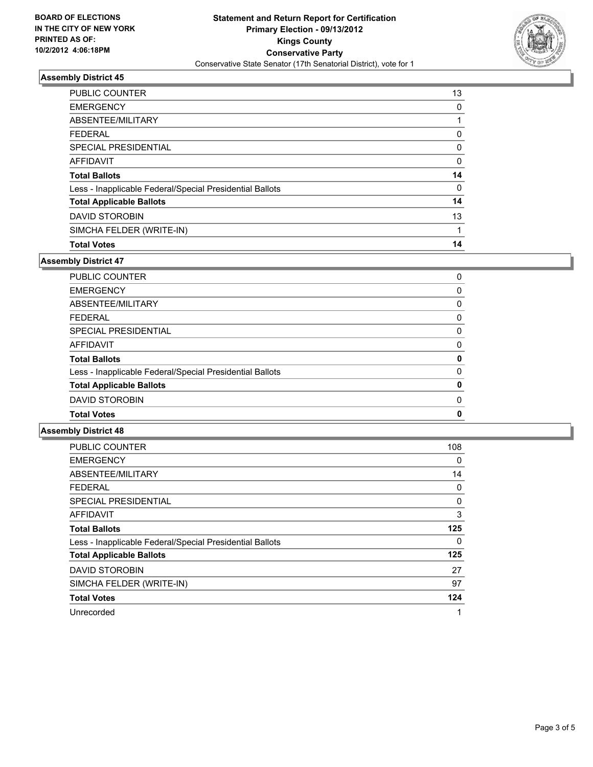**BOARD OF ELECTIONS IN THE CITY OF NEW YORK PRINTED AS OF: 10/2/2012 4:06:18PM**

**Statement and Return Report for Certification**
**Primary Election - 09/13/2012**
**Kings County**
**Conservative Party**
Conservative State Senator (17th Senatorial District), vote for 1

### Assembly District 45

| | |
|---|---|
| PUBLIC COUNTER | 13 |
| EMERGENCY | 0 |
| ABSENTEE/MILITARY | 1 |
| FEDERAL | 0 |
| SPECIAL PRESIDENTIAL | 0 |
| AFFIDAVIT | 0 |
| **Total Ballots** | **14** |
| Less - Inapplicable Federal/Special Presidential Ballots | 0 |
| **Total Applicable Ballots** | **14** |
| DAVID STOROBIN | 13 |
| SIMCHA FELDER (WRITE-IN) | 1 |
| **Total Votes** | **14** |

### Assembly District 47

| | |
|---|---|
| PUBLIC COUNTER | 0 |
| EMERGENCY | 0 |
| ABSENTEE/MILITARY | 0 |
| FEDERAL | 0 |
| SPECIAL PRESIDENTIAL | 0 |
| AFFIDAVIT | 0 |
| **Total Ballots** | **0** |
| Less - Inapplicable Federal/Special Presidential Ballots | 0 |
| **Total Applicable Ballots** | **0** |
| DAVID STOROBIN | 0 |
| **Total Votes** | **0** |

### Assembly District 48

| | |
|---|---|
| PUBLIC COUNTER | 108 |
| EMERGENCY | 0 |
| ABSENTEE/MILITARY | 14 |
| FEDERAL | 0 |
| SPECIAL PRESIDENTIAL | 0 |
| AFFIDAVIT | 3 |
| **Total Ballots** | **125** |
| Less - Inapplicable Federal/Special Presidential Ballots | 0 |
| **Total Applicable Ballots** | **125** |
| DAVID STOROBIN | 27 |
| SIMCHA FELDER (WRITE-IN) | 97 |
| **Total Votes** | **124** |
| Unrecorded | 1 |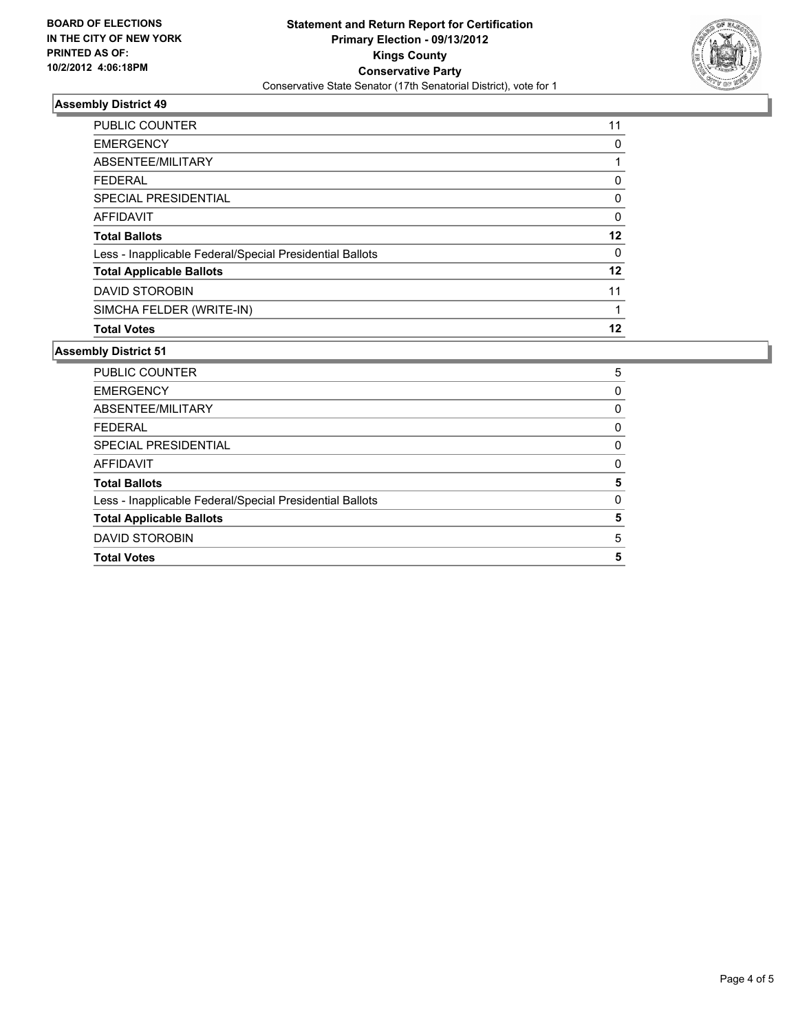**BOARD OF ELECTIONS IN THE CITY OF NEW YORK PRINTED AS OF: 10/2/2012 4:06:18PM**

**Statement and Return Report for Certification**
**Primary Election - 09/13/2012**
**Kings County**
**Conservative Party**
Conservative State Senator (17th Senatorial District), vote for 1

### Assembly District 49

| | |
|---|---|
| PUBLIC COUNTER | 11 |
| EMERGENCY | 0 |
| ABSENTEE/MILITARY | 1 |
| FEDERAL | 0 |
| SPECIAL PRESIDENTIAL | 0 |
| AFFIDAVIT | 0 |
| **Total Ballots** | **12** |
| Less - Inapplicable Federal/Special Presidential Ballots | 0 |
| **Total Applicable Ballots** | **12** |
| DAVID STOROBIN | 11 |
| SIMCHA FELDER (WRITE-IN) | 1 |
| **Total Votes** | **12** |

### Assembly District 51

| | |
|---|---|
| PUBLIC COUNTER | 5 |
| EMERGENCY | 0 |
| ABSENTEE/MILITARY | 0 |
| FEDERAL | 0 |
| SPECIAL PRESIDENTIAL | 0 |
| AFFIDAVIT | 0 |
| **Total Ballots** | **5** |
| Less - Inapplicable Federal/Special Presidential Ballots | 0 |
| **Total Applicable Ballots** | **5** |
| DAVID STOROBIN | 5 |
| **Total Votes** | **5** |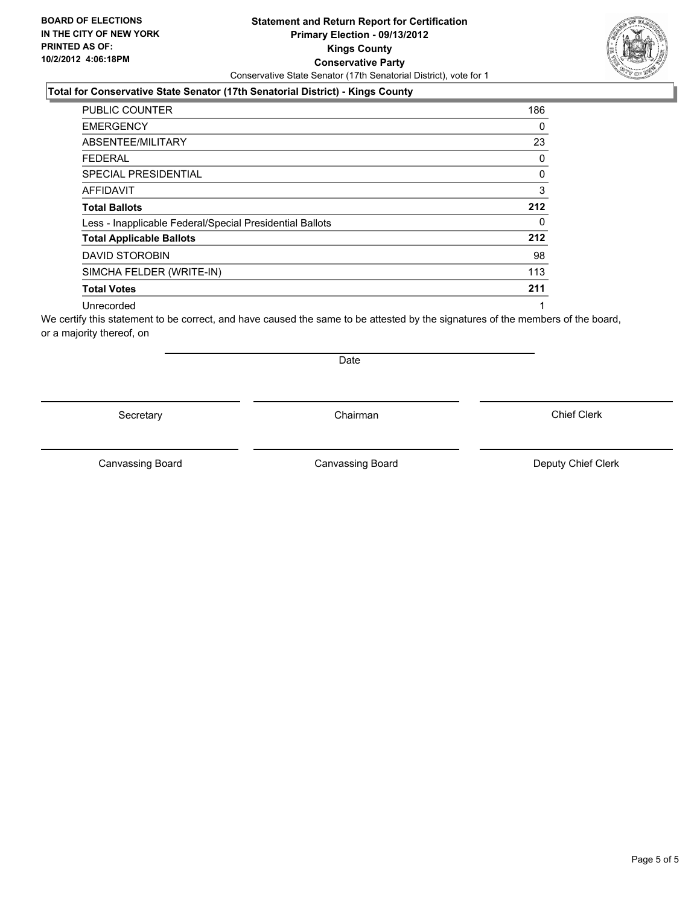**BOARD OF ELECTIONS IN THE CITY OF NEW YORK PRINTED AS OF: 10/2/2012 4:06:18PM**

**Statement and Return Report for Certification**
**Primary Election - 09/13/2012**
**Kings County**
**Conservative Party**
Conservative State Senator (17th Senatorial District), vote for 1

**Total for Conservative State Senator (17th Senatorial District) - Kings County**

| | |
|---|---|
| PUBLIC COUNTER | 186 |
| EMERGENCY | 0 |
| ABSENTEE/MILITARY | 23 |
| FEDERAL | 0 |
| SPECIAL PRESIDENTIAL | 0 |
| AFFIDAVIT | 3 |
| **Total Ballots** | **212** |
| Less - Inapplicable Federal/Special Presidential Ballots | 0 |
| **Total Applicable Ballots** | **212** |
| DAVID STOROBIN | 98 |
| SIMCHA FELDER (WRITE-IN) | 113 |
| **Total Votes** | **211** |
| Unrecorded | 1 |

We certify this statement to be correct, and have caused the same to be attested by the signatures of the members of the board, or a majority thereof, on

Date

Secretary

Chairman

Chief Clerk

Canvassing Board

Canvassing Board

Deputy Chief Clerk